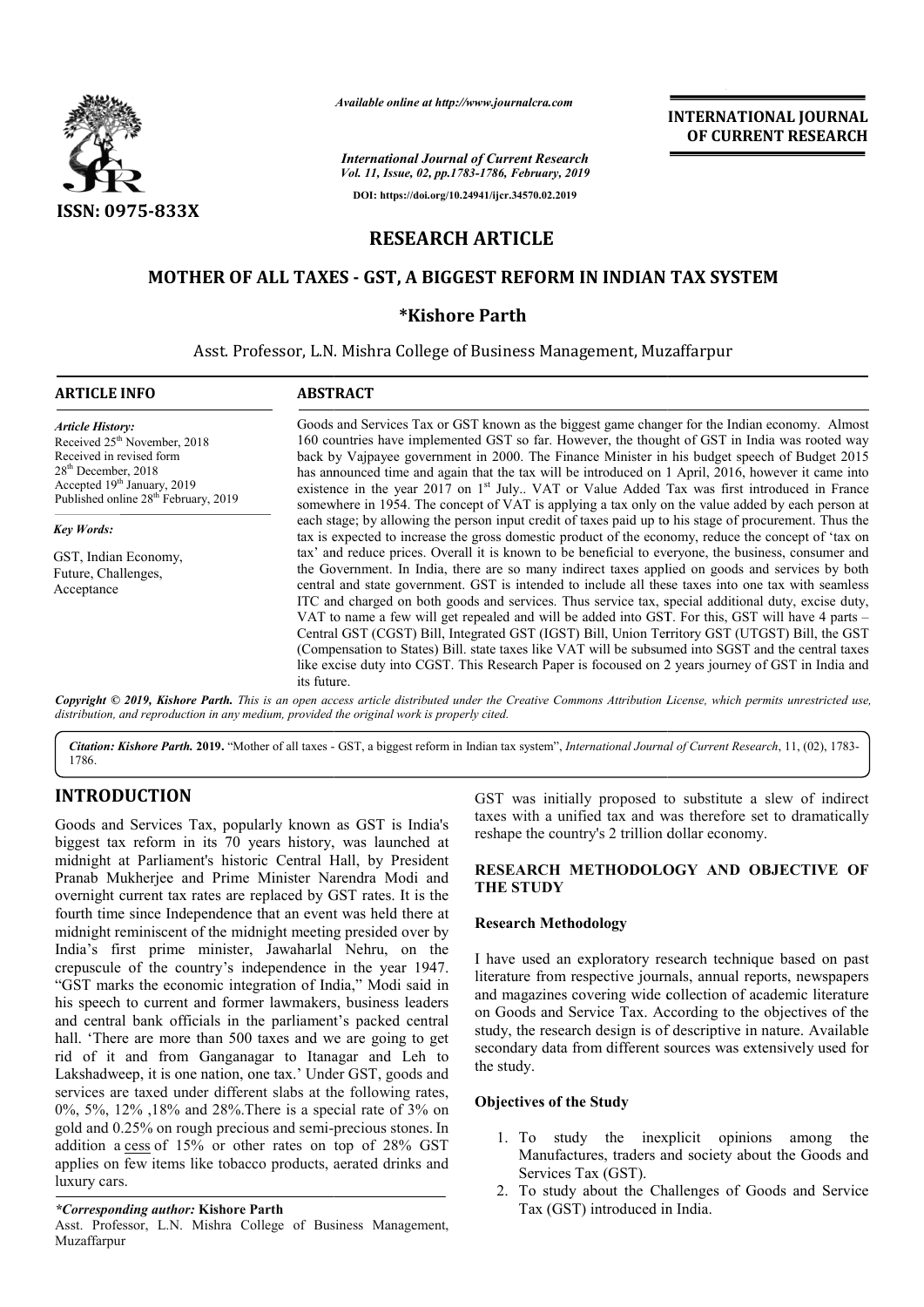# RESEARCH ARTICLE

## MOTHER OF ALL TAXES - GST, A BIGGEST REFORM IN INDIAN TAX SYSTEM

**\*Kishore Parth**

Asst. Professor, L.N. Mishra College of Business Management, Muzaffarpur

### ARTICLE INFO

*Article History:*

Received 25th November, 2018
Received in revised form
28th December, 2018
Accepted 19th January, 2019
Published online 28th February, 2019

*Key Words:*

GST, Indian Economy, Future, Challenges, Acceptance

### ABSTRACT

Goods and Services Tax or GST known as the biggest game changer for the Indian economy. Almost 160 countries have implemented GST so far. However, the thought of GST in India was rooted way back by Vajpayee government in 2000. The Finance Minister in his budget speech of Budget 2015 has announced time and again that the tax will be introduced on 1 April, 2016, however it came into existence in the year 2017 on 1st July.. VAT or Value Added Tax was first introduced in France somewhere in 1954. The concept of VAT is applying a tax only on the value added by each person at each stage; by allowing the person input credit of taxes paid up to his stage of procurement. Thus the tax is expected to increase the gross domestic product of the economy, reduce the concept of 'tax on tax' and reduce prices. Overall it is known to be beneficial to everyone, the business, consumer and the Government. In India, there are so many indirect taxes applied on goods and services by both central and state government. GST is intended to include all these taxes into one tax with seamless ITC and charged on both goods and services. Thus service tax, special additional duty, excise duty, VAT to name a few will get repealed and will be added into GST. For this, GST will have 4 parts – Central GST (CGST) Bill, Integrated GST (IGST) Bill, Union Territory GST (UTGST) Bill, the GST (Compensation to States) Bill. state taxes like VAT will be subsumed into SGST and the central taxes like excise duty into CGST. This Research Paper is focoused on 2 years journey of GST in India and its future.

*Copyright © 2019, Kishore Parth. This is an open access article distributed under the Creative Commons Attribution License, which permits unrestricted use, distribution, and reproduction in any medium, provided the original work is properly cited.*

*Citation: Kishore Parth.* **2019.** "Mother of all taxes - GST, a biggest reform in Indian tax system", *International Journal of Current Research*, 11, (02), 1783-1786.

## INTRODUCTION

Goods and Services Tax, popularly known as GST is India's biggest tax reform in its 70 years history, was launched at midnight at Parliament's historic Central Hall, by President Pranab Mukherjee and Prime Minister Narendra Modi and overnight current tax rates are replaced by GST rates. It is the fourth time since Independence that an event was held there at midnight reminiscent of the midnight meeting presided over by India's first prime minister, Jawaharlal Nehru, on the crepuscule of the country's independence in the year 1947. "GST marks the economic integration of India," Modi said in his speech to current and former lawmakers, business leaders and central bank officials in the parliament's packed central hall. 'There are more than 500 taxes and we are going to get rid of it and from Ganganagar to Itanagar and Leh to Lakshadweep, it is one nation, one tax.' Under GST, goods and services are taxed under different slabs at the following rates, 0%, 5%, 12% ,18% and 28%.There is a special rate of 3% on gold and 0.25% on rough precious and semi-precious stones. In addition a cess of 15% or other rates on top of 28% GST applies on few items like tobacco products, aerated drinks and luxury cars.

GST was initially proposed to substitute a slew of indirect taxes with a unified tax and was therefore set to dramatically reshape the country's 2 trillion dollar economy.

## RESEARCH METHODOLOGY AND OBJECTIVE OF THE STUDY

### Research Methodology

I have used an exploratory research technique based on past literature from respective journals, annual reports, newspapers and magazines covering wide collection of academic literature on Goods and Service Tax. According to the objectives of the study, the research design is of descriptive in nature. Available secondary data from different sources was extensively used for the study.

### Objectives of the Study

1. To study the inexplicit opinions among the Manufactures, traders and society about the Goods and Services Tax (GST).
2. To study about the Challenges of Goods and Service Tax (GST) introduced in India.

*\*Corresponding author:* **Kishore Parth**
Asst. Professor, L.N. Mishra College of Business Management, Muzaffarpur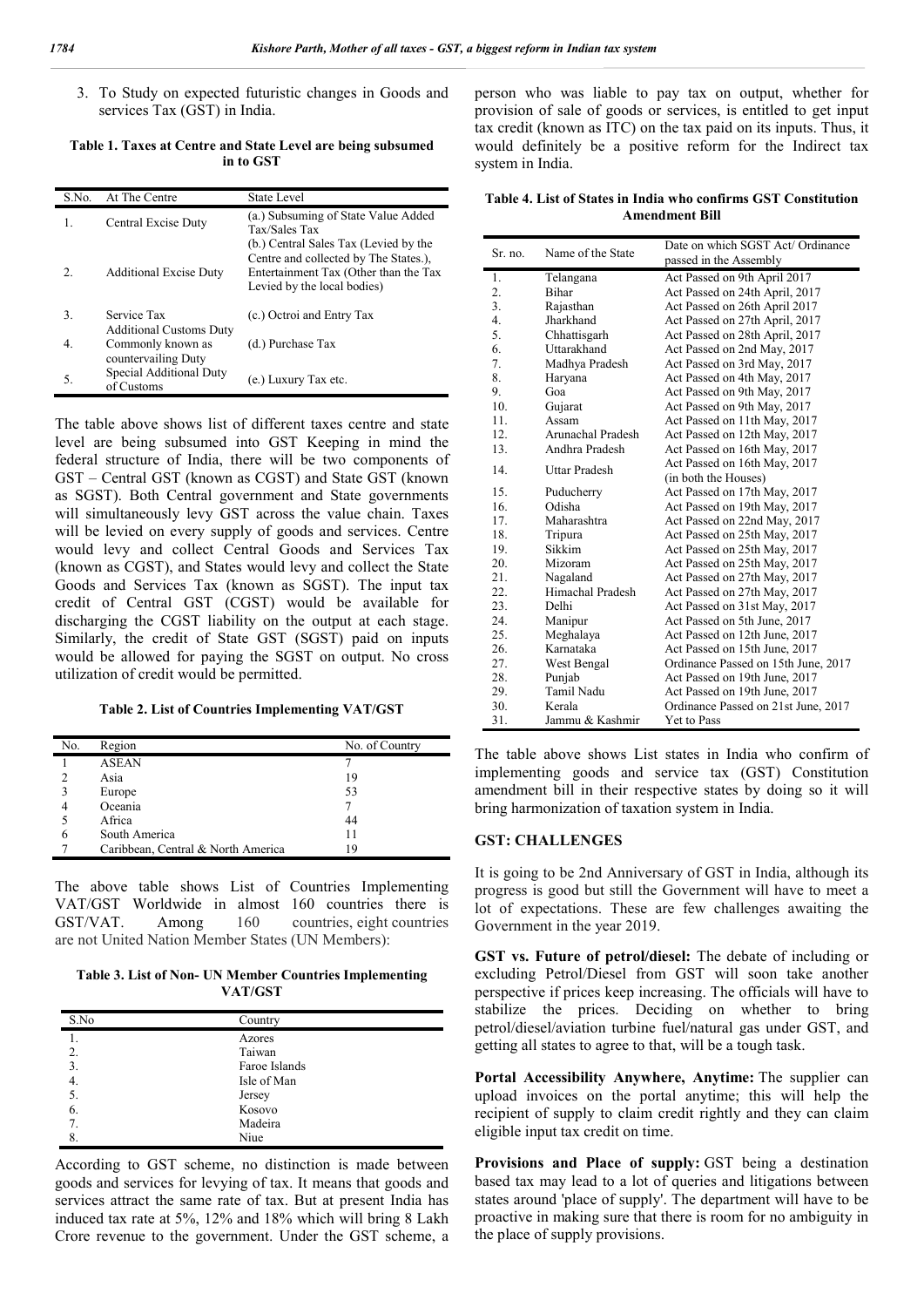3. To Study on expected futuristic changes in Goods and services Tax (GST) in India.

**Table 1. Taxes at Centre and State Level are being subsumed in to GST**

| S.No. | At The Centre | State Level |
|---|---|---|
| 1. | Central Excise Duty | (a.) Subsuming of State Value Added Tax/Sales Tax |
| 2. | Additional Excise Duty | (b.) Central Sales Tax (Levied by the Centre and collected by The States.), Entertainment Tax (Other than the Tax Levied by the local bodies) |
| 3. | Service Tax | (c.) Octroi and Entry Tax |
| 4. | Additional Customs Duty Commonly known as countervailing Duty | (d.) Purchase Tax |
| 5. | Special Additional Duty of Customs | (e.) Luxury Tax etc. |

The table above shows list of different taxes centre and state level are being subsumed into GST Keeping in mind the federal structure of India, there will be two components of GST – Central GST (known as CGST) and State GST (known as SGST). Both Central government and State governments will simultaneously levy GST across the value chain. Taxes will be levied on every supply of goods and services. Centre would levy and collect Central Goods and Services Tax (known as CGST), and States would levy and collect the State Goods and Services Tax (known as SGST). The input tax credit of Central GST (CGST) would be available for discharging the CGST liability on the output at each stage. Similarly, the credit of State GST (SGST) paid on inputs would be allowed for paying the SGST on output. No cross utilization of credit would be permitted.

**Table 2. List of Countries Implementing VAT/GST**

| No. | Region | No. of Country |
|---|---|---|
| 1 | ASEAN | 7 |
| 2 | Asia | 19 |
| 3 | Europe | 53 |
| 4 | Oceania | 7 |
| 5 | Africa | 44 |
| 6 | South America | 11 |
| 7 | Caribbean, Central & North America | 19 |

The above table shows List of Countries Implementing VAT/GST Worldwide in almost 160 countries there is GST/VAT. Among 160 countries, eight countries are not United Nation Member States (UN Members):

**Table 3. List of Non- UN Member Countries Implementing VAT/GST**

| S.No | Country |
|---|---|
| 1. | Azores |
| 2. | Taiwan |
| 3. | Faroe Islands |
| 4. | Isle of Man |
| 5. | Jersey |
| 6. | Kosovo |
| 7. | Madeira |
| 8. | Niue |

According to GST scheme, no distinction is made between goods and services for levying of tax. It means that goods and services attract the same rate of tax. But at present India has induced tax rate at 5%, 12% and 18% which will bring 8 Lakh Crore revenue to the government. Under the GST scheme, a person who was liable to pay tax on output, whether for provision of sale of goods or services, is entitled to get input tax credit (known as ITC) on the tax paid on its inputs. Thus, it would definitely be a positive reform for the Indirect tax system in India.

**Table 4. List of States in India who confirms GST Constitution Amendment Bill**

| Sr. no. | Name of the State | Date on which SGST Act/ Ordinance passed in the Assembly |
|---|---|---|
| 1. | Telangana | Act Passed on 9th April 2017 |
| 2. | Bihar | Act Passed on 24th April, 2017 |
| 3. | Rajasthan | Act Passed on 26th April 2017 |
| 4. | Jharkhand | Act Passed on 27th April, 2017 |
| 5. | Chhattisgarh | Act Passed on 28th April, 2017 |
| 6. | Uttarakhand | Act Passed on 2nd May, 2017 |
| 7. | Madhya Pradesh | Act Passed on 3rd May, 2017 |
| 8. | Haryana | Act Passed on 4th May, 2017 |
| 9. | Goa | Act Passed on 9th May, 2017 |
| 10. | Gujarat | Act Passed on 9th May, 2017 |
| 11. | Assam | Act Passed on 11th May, 2017 |
| 12. | Arunachal Pradesh | Act Passed on 12th May, 2017 |
| 13. | Andhra Pradesh | Act Passed on 16th May, 2017 |
| 14. | Uttar Pradesh | Act Passed on 16th May, 2017 (in both the Houses) |
| 15. | Puducherry | Act Passed on 17th May, 2017 |
| 16. | Odisha | Act Passed on 19th May, 2017 |
| 17. | Maharashtra | Act Passed on 22nd May, 2017 |
| 18. | Tripura | Act Passed on 25th May, 2017 |
| 19. | Sikkim | Act Passed on 25th May, 2017 |
| 20. | Mizoram | Act Passed on 25th May, 2017 |
| 21. | Nagaland | Act Passed on 27th May, 2017 |
| 22. | Himachal Pradesh | Act Passed on 27th May, 2017 |
| 23. | Delhi | Act Passed on 31st May, 2017 |
| 24. | Manipur | Act Passed on 5th June, 2017 |
| 25. | Meghalaya | Act Passed on 12th June, 2017 |
| 26. | Karnataka | Act Passed on 15th June, 2017 |
| 27. | West Bengal | Ordinance Passed on 15th June, 2017 |
| 28. | Punjab | Act Passed on 19th June, 2017 |
| 29. | Tamil Nadu | Act Passed on 19th June, 2017 |
| 30. | Kerala | Ordinance Passed on 21st June, 2017 |
| 31. | Jammu & Kashmir | Yet to Pass |

The table above shows List states in India who confirm of implementing goods and service tax (GST) Constitution amendment bill in their respective states by doing so it will bring harmonization of taxation system in India.

## GST: CHALLENGES

It is going to be 2nd Anniversary of GST in India, although its progress is good but still the Government will have to meet a lot of expectations. These are few challenges awaiting the Government in the year 2019.

**GST vs. Future of petrol/diesel:** The debate of including or excluding Petrol/Diesel from GST will soon take another perspective if prices keep increasing. The officials will have to stabilize the prices. Deciding on whether to bring petrol/diesel/aviation turbine fuel/natural gas under GST, and getting all states to agree to that, will be a tough task.

**Portal Accessibility Anywhere, Anytime:** The supplier can upload invoices on the portal anytime; this will help the recipient of supply to claim credit rightly and they can claim eligible input tax credit on time.

**Provisions and Place of supply:** GST being a destination based tax may lead to a lot of queries and litigations between states around 'place of supply'. The department will have to be proactive in making sure that there is room for no ambiguity in the place of supply provisions.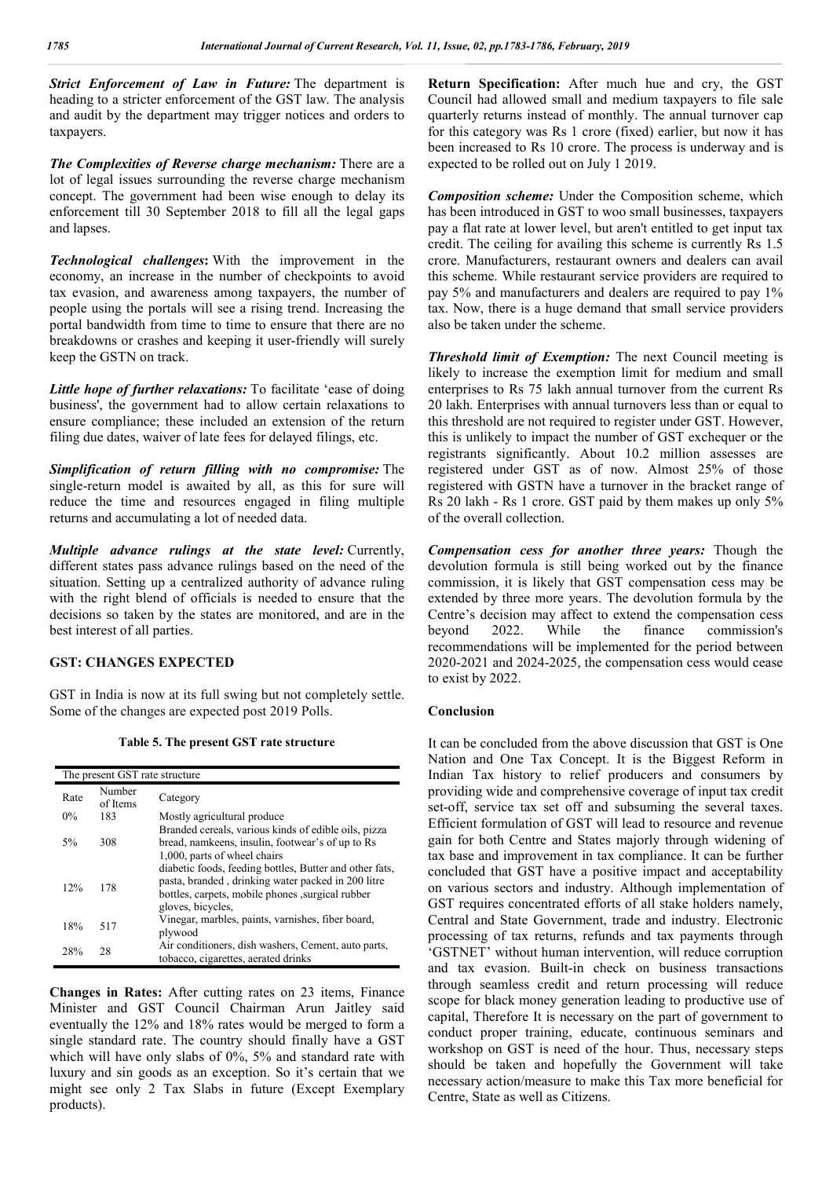***Strict Enforcement of Law in Future:*** The department is heading to a stricter enforcement of the GST law. The analysis and audit by the department may trigger notices and orders to taxpayers.

***The Complexities of Reverse charge mechanism:*** There are a lot of legal issues surrounding the reverse charge mechanism concept. The government had been wise enough to delay its enforcement till 30 September 2018 to fill all the legal gaps and lapses.

***Technological challenges*:** With the improvement in the economy, an increase in the number of checkpoints to avoid tax evasion, and awareness among taxpayers, the number of people using the portals will see a rising trend. Increasing the portal bandwidth from time to time to ensure that there are no breakdowns or crashes and keeping it user-friendly will surely keep the GSTN on track.

***Little hope of further relaxations:*** To facilitate 'ease of doing business', the government had to allow certain relaxations to ensure compliance; these included an extension of the return filing due dates, waiver of late fees for delayed filings, etc.

***Simplification of return filling with no compromise:*** The single-return model is awaited by all, as this for sure will reduce the time and resources engaged in filing multiple returns and accumulating a lot of needed data.

***Multiple advance rulings at the state level:*** Currently, different states pass advance rulings based on the need of the situation. Setting up a centralized authority of advance ruling with the right blend of officials is needed to ensure that the decisions so taken by the states are monitored, and are in the best interest of all parties.

## GST: CHANGES EXPECTED

GST in India is now at its full swing but not completely settle. Some of the changes are expected post 2019 Polls.

**Table 5. The present GST rate structure**

| The present GST rate structure | | |
|---|---|---|
| Rate | Number of Items | Category |
| 0% | 183 | Mostly agricultural produce |
| 5% | 308 | Branded cereals, various kinds of edible oils, pizza bread, namkeens, insulin, footwear's of up to Rs 1,000, parts of wheel chairs |
| 12% | 178 | diabetic foods, feeding bottles, Butter and other fats, pasta, branded , drinking water packed in 200 litre bottles, carpets, mobile phones ,surgical rubber gloves, bicycles, |
| 18% | 517 | Vinegar, marbles, paints, varnishes, fiber board, plywood |
| 28% | 28 | Air conditioners, dish washers, Cement, auto parts, tobacco, cigarettes, aerated drinks |

**Changes in Rates:** After cutting rates on 23 items, Finance Minister and GST Council Chairman Arun Jaitley said eventually the 12% and 18% rates would be merged to form a single standard rate. The country should finally have a GST which will have only slabs of 0%, 5% and standard rate with luxury and sin goods as an exception. So it's certain that we might see only 2 Tax Slabs in future (Except Exemplary products).

**Return Specification:** After much hue and cry, the GST Council had allowed small and medium taxpayers to file sale quarterly returns instead of monthly. The annual turnover cap for this category was Rs 1 crore (fixed) earlier, but now it has been increased to Rs 10 crore. The process is underway and is expected to be rolled out on July 1 2019.

***Composition scheme:*** Under the Composition scheme, which has been introduced in GST to woo small businesses, taxpayers pay a flat rate at lower level, but aren't entitled to get input tax credit. The ceiling for availing this scheme is currently Rs 1.5 crore. Manufacturers, restaurant owners and dealers can avail this scheme. While restaurant service providers are required to pay 5% and manufacturers and dealers are required to pay 1% tax. Now, there is a huge demand that small service providers also be taken under the scheme.

***Threshold limit of Exemption:*** The next Council meeting is likely to increase the exemption limit for medium and small enterprises to Rs 75 lakh annual turnover from the current Rs 20 lakh. Enterprises with annual turnovers less than or equal to this threshold are not required to register under GST. However, this is unlikely to impact the number of GST exchequer or the registrants significantly. About 10.2 million assesses are registered under GST as of now. Almost 25% of those registered with GSTN have a turnover in the bracket range of Rs 20 lakh - Rs 1 crore. GST paid by them makes up only 5% of the overall collection.

***Compensation cess for another three years:*** Though the devolution formula is still being worked out by the finance commission, it is likely that GST compensation cess may be extended by three more years. The devolution formula by the Centre's decision may affect to extend the compensation cess beyond 2022. While the finance commission's recommendations will be implemented for the period between 2020-2021 and 2024-2025, the compensation cess would cease to exist by 2022.

## Conclusion

It can be concluded from the above discussion that GST is One Nation and One Tax Concept. It is the Biggest Reform in Indian Tax history to relief producers and consumers by providing wide and comprehensive coverage of input tax credit set-off, service tax set off and subsuming the several taxes. Efficient formulation of GST will lead to resource and revenue gain for both Centre and States majorly through widening of tax base and improvement in tax compliance. It can be further concluded that GST have a positive impact and acceptability on various sectors and industry. Although implementation of GST requires concentrated efforts of all stake holders namely, Central and State Government, trade and industry. Electronic processing of tax returns, refunds and tax payments through 'GSTNET' without human intervention, will reduce corruption and tax evasion. Built-in check on business transactions through seamless credit and return processing will reduce scope for black money generation leading to productive use of capital, Therefore It is necessary on the part of government to conduct proper training, educate, continuous seminars and workshop on GST is need of the hour. Thus, necessary steps should be taken and hopefully the Government will take necessary action/measure to make this Tax more beneficial for Centre, State as well as Citizens.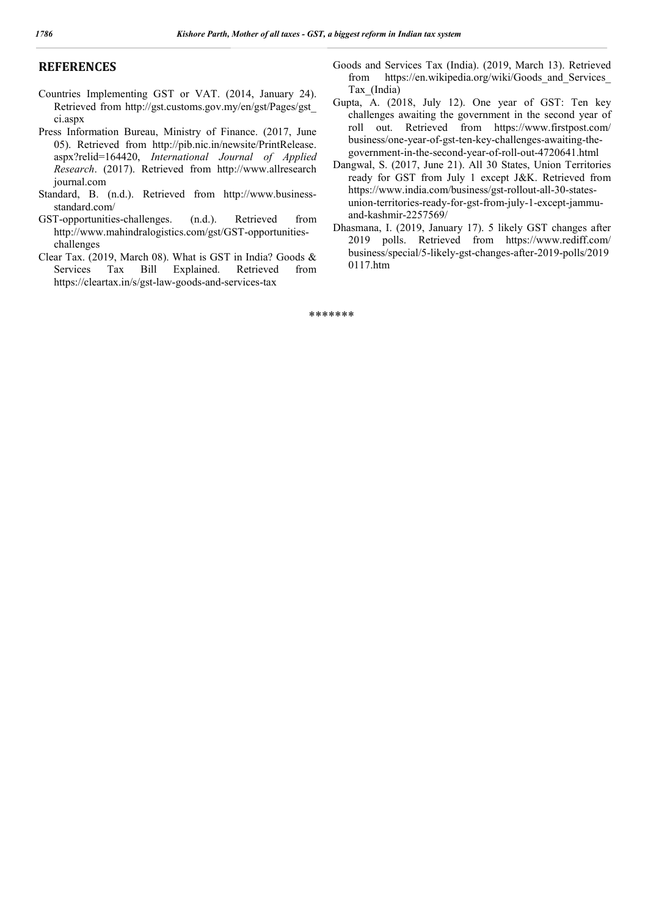## REFERENCES

Countries Implementing GST or VAT. (2014, January 24). Retrieved from http://gst.customs.gov.my/en/gst/Pages/gst_ci.aspx

Press Information Bureau, Ministry of Finance. (2017, June 05). Retrieved from http://pib.nic.in/newsite/PrintRelease.aspx?relid=164420, *International Journal of Applied Research*. (2017). Retrieved from http://www.allresearchjournal.com

Standard, B. (n.d.). Retrieved from http://www.business-standard.com/

GST-opportunities-challenges. (n.d.). Retrieved from http://www.mahindralogistics.com/gst/GST-opportunities-challenges

Clear Tax. (2019, March 08). What is GST in India? Goods & Services Tax Bill Explained. Retrieved from https://cleartax.in/s/gst-law-goods-and-services-tax

Goods and Services Tax (India). (2019, March 13). Retrieved from https://en.wikipedia.org/wiki/Goods_and_Services_Tax_(India)

Gupta, A. (2018, July 12). One year of GST: Ten key challenges awaiting the government in the second year of roll out. Retrieved from https://www.firstpost.com/business/one-year-of-gst-ten-key-challenges-awaiting-the-government-in-the-second-year-of-roll-out-4720641.html

Dangwal, S. (2017, June 21). All 30 States, Union Territories ready for GST from July 1 except J&K. Retrieved from https://www.india.com/business/gst-rollout-all-30-states-union-territories-ready-for-gst-from-july-1-except-jammu-and-kashmir-2257569/

Dhasmana, I. (2019, January 17). 5 likely GST changes after 2019 polls. Retrieved from https://www.rediff.com/business/special/5-likely-gst-changes-after-2019-polls/20190117.htm

*******